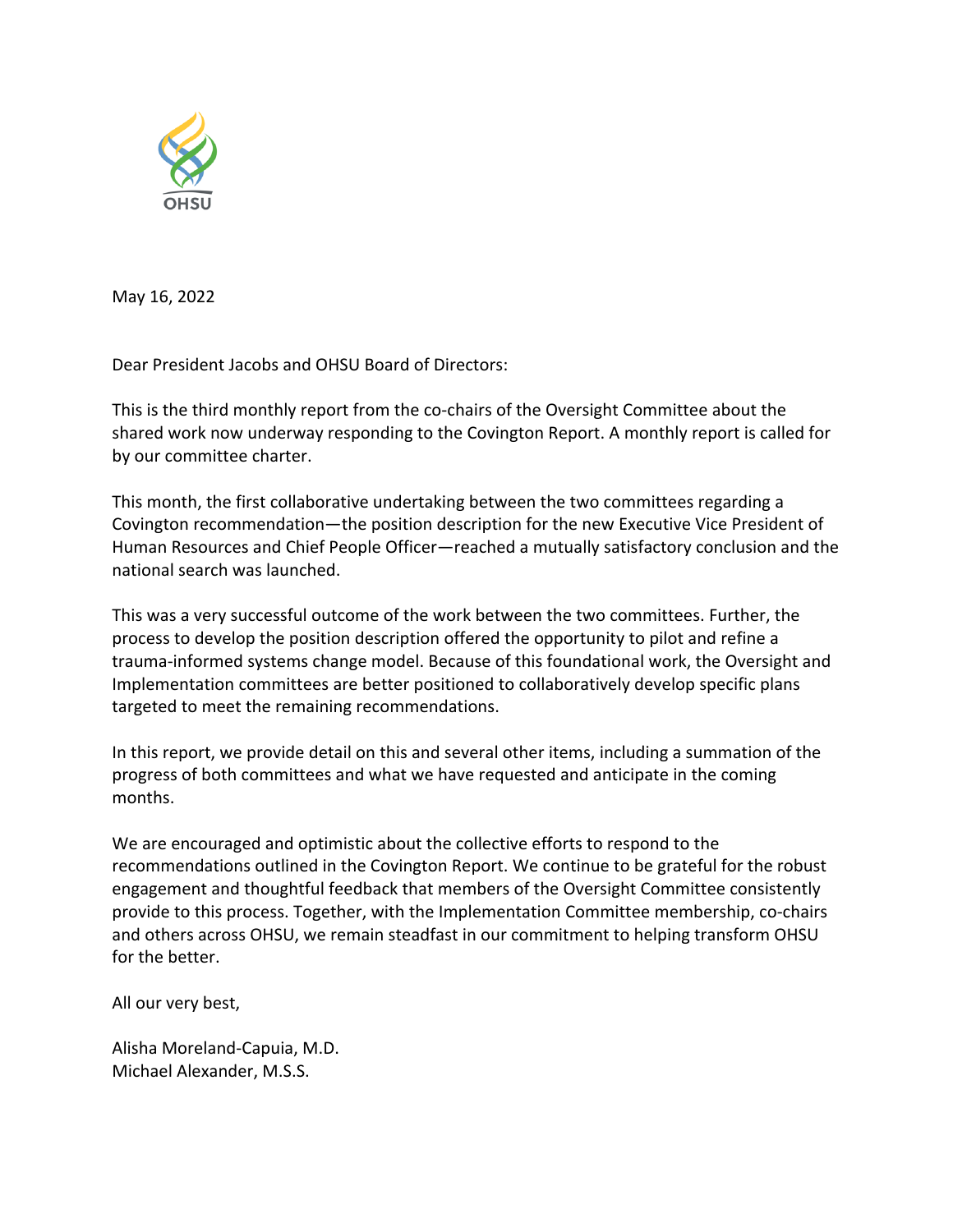May 16, 2022

Dear President Jacobs and OHSU Board of Directors:

This is the third monthly report from the co-chairs of the Oversight Committee about the shared work now underway responding to the Covington Report. A monthly report is called for by our committee charter.

This month, the first collaborative undertaking between the two committees regarding a Covington recommendation—the position description for the new Executive Vice President of Human Resources and Chief People Officer—reached a mutually satisfactory conclusion and the national search was launched.

This was a very successful outcome of the work between the two committees. Further, the process to develop the position description offered the opportunity to pilot and refine a trauma-informed systems change model. Because of this foundational work, the Oversight and Implementation committees are better positioned to collaboratively develop specific plans targeted to meet the remaining recommendations.

In this report, we provide detail on this and several other items, including a summation of the progress of both committees and what we have requested and anticipate in the coming months.

We are encouraged and optimistic about the collective efforts to respond to the recommendations outlined in the Covington Report. We continue to be grateful for the robust engagement and thoughtful feedback that members of the Oversight Committee consistently provide to this process. Together, with the Implementation Committee membership, co-chairs and others across OHSU, we remain steadfast in our commitment to helping transform OHSU for the better.

All our very best,

Alisha Moreland-Capuia, M.D.
Michael Alexander, M.S.S.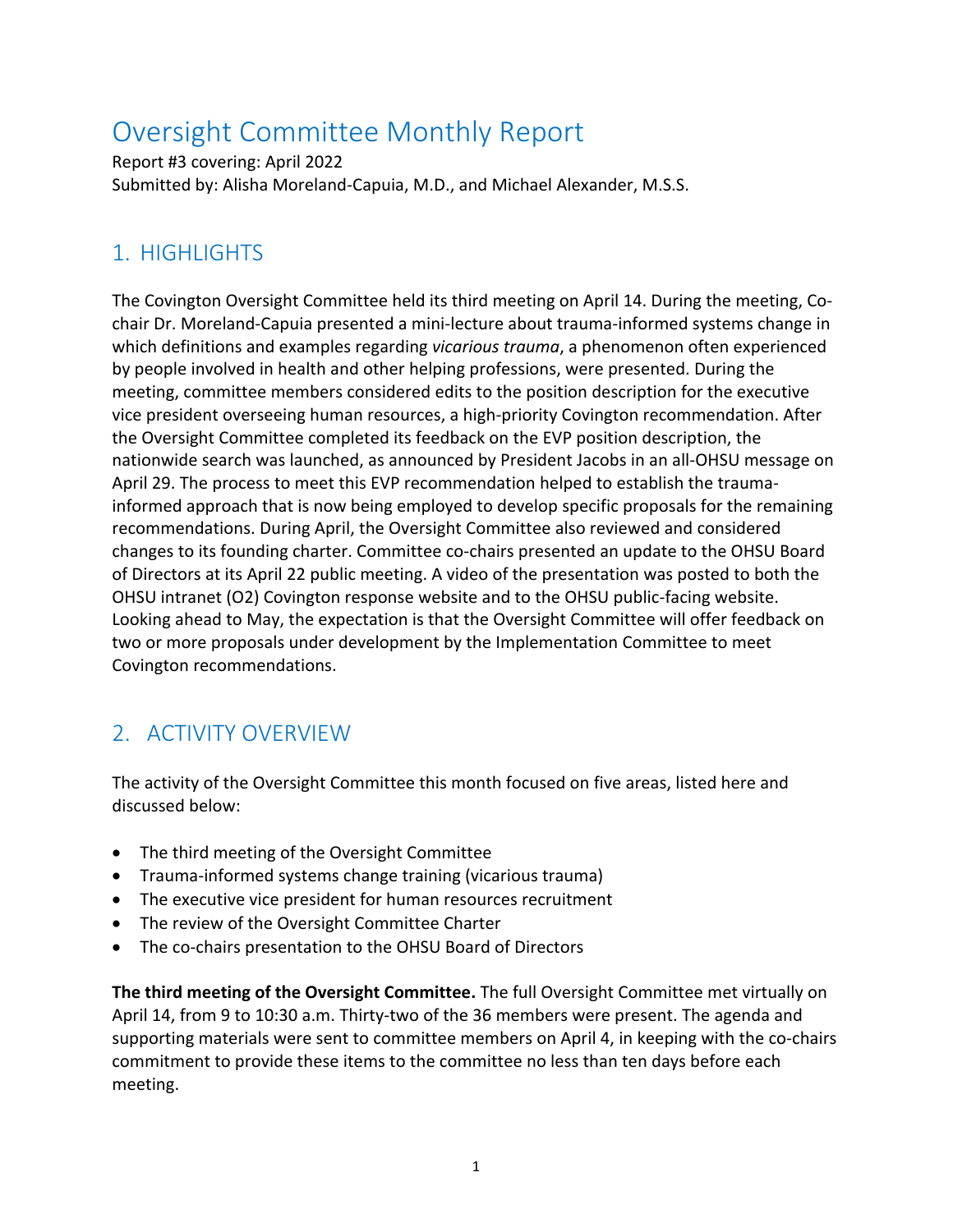# Oversight Committee Monthly Report

Report #3 covering: April 2022

Submitted by: Alisha Moreland-Capuia, M.D., and Michael Alexander, M.S.S.

## 1. HIGHLIGHTS

The Covington Oversight Committee held its third meeting on April 14. During the meeting, Co-chair Dr. Moreland-Capuia presented a mini-lecture about trauma-informed systems change in which definitions and examples regarding *vicarious trauma*, a phenomenon often experienced by people involved in health and other helping professions, were presented. During the meeting, committee members considered edits to the position description for the executive vice president overseeing human resources, a high-priority Covington recommendation. After the Oversight Committee completed its feedback on the EVP position description, the nationwide search was launched, as announced by President Jacobs in an all-OHSU message on April 29. The process to meet this EVP recommendation helped to establish the trauma-informed approach that is now being employed to develop specific proposals for the remaining recommendations. During April, the Oversight Committee also reviewed and considered changes to its founding charter. Committee co-chairs presented an update to the OHSU Board of Directors at its April 22 public meeting. A video of the presentation was posted to both the OHSU intranet (O2) Covington response website and to the OHSU public-facing website. Looking ahead to May, the expectation is that the Oversight Committee will offer feedback on two or more proposals under development by the Implementation Committee to meet Covington recommendations.

## 2. ACTIVITY OVERVIEW

The activity of the Oversight Committee this month focused on five areas, listed here and discussed below:

- The third meeting of the Oversight Committee
- Trauma-informed systems change training (vicarious trauma)
- The executive vice president for human resources recruitment
- The review of the Oversight Committee Charter
- The co-chairs presentation to the OHSU Board of Directors

**The third meeting of the Oversight Committee.** The full Oversight Committee met virtually on April 14, from 9 to 10:30 a.m. Thirty-two of the 36 members were present. The agenda and supporting materials were sent to committee members on April 4, in keeping with the co-chairs commitment to provide these items to the committee no less than ten days before each meeting.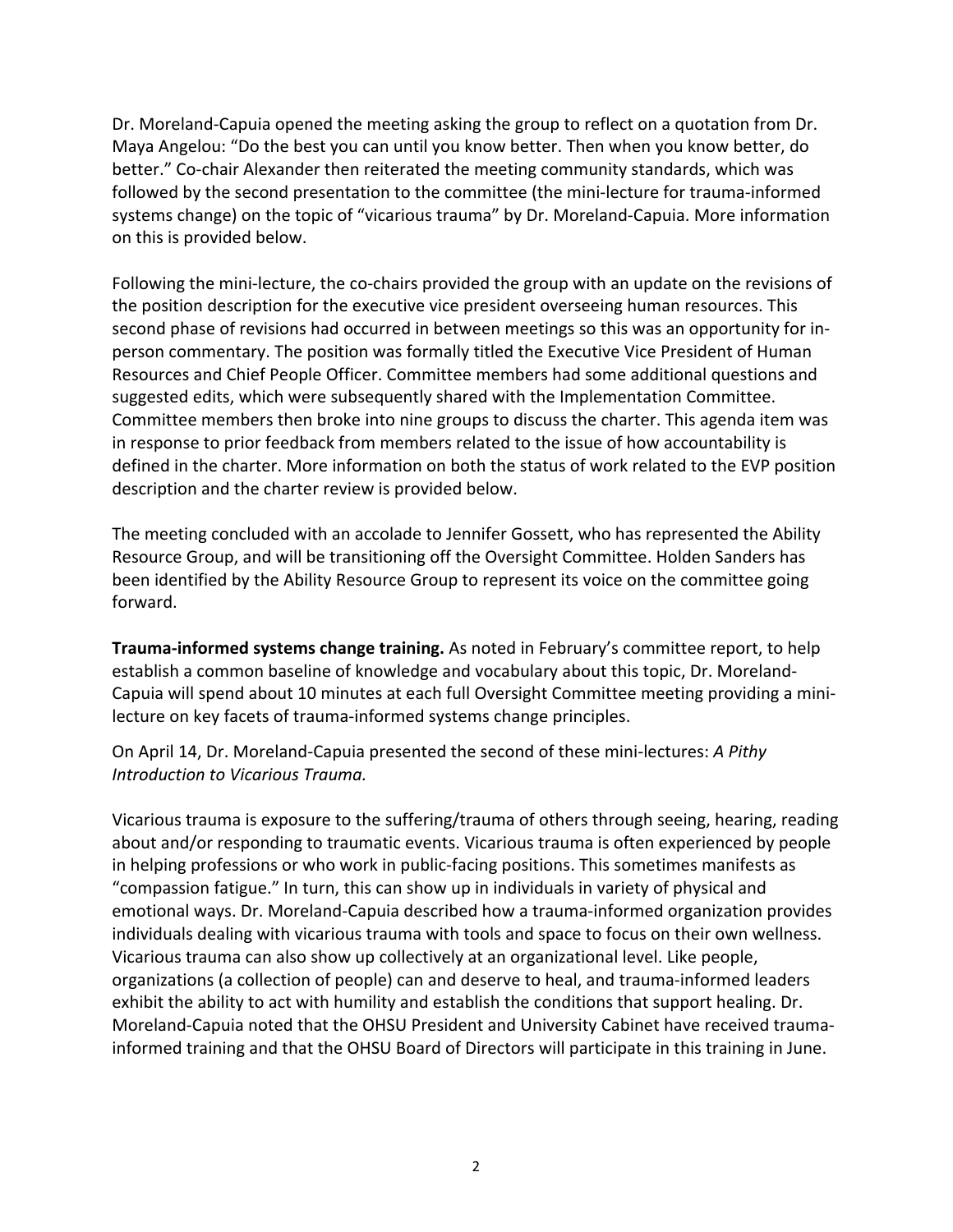Dr. Moreland-Capuia opened the meeting asking the group to reflect on a quotation from Dr. Maya Angelou: "Do the best you can until you know better. Then when you know better, do better." Co-chair Alexander then reiterated the meeting community standards, which was followed by the second presentation to the committee (the mini-lecture for trauma-informed systems change) on the topic of "vicarious trauma" by Dr. Moreland-Capuia. More information on this is provided below.

Following the mini-lecture, the co-chairs provided the group with an update on the revisions of the position description for the executive vice president overseeing human resources. This second phase of revisions had occurred in between meetings so this was an opportunity for in-person commentary. The position was formally titled the Executive Vice President of Human Resources and Chief People Officer. Committee members had some additional questions and suggested edits, which were subsequently shared with the Implementation Committee. Committee members then broke into nine groups to discuss the charter. This agenda item was in response to prior feedback from members related to the issue of how accountability is defined in the charter. More information on both the status of work related to the EVP position description and the charter review is provided below.

The meeting concluded with an accolade to Jennifer Gossett, who has represented the Ability Resource Group, and will be transitioning off the Oversight Committee. Holden Sanders has been identified by the Ability Resource Group to represent its voice on the committee going forward.

**Trauma-informed systems change training.** As noted in February's committee report, to help establish a common baseline of knowledge and vocabulary about this topic, Dr. Moreland-Capuia will spend about 10 minutes at each full Oversight Committee meeting providing a mini-lecture on key facets of trauma-informed systems change principles.

On April 14, Dr. Moreland-Capuia presented the second of these mini-lectures: *A Pithy Introduction to Vicarious Trauma.*

Vicarious trauma is exposure to the suffering/trauma of others through seeing, hearing, reading about and/or responding to traumatic events. Vicarious trauma is often experienced by people in helping professions or who work in public-facing positions. This sometimes manifests as "compassion fatigue." In turn, this can show up in individuals in variety of physical and emotional ways. Dr. Moreland-Capuia described how a trauma-informed organization provides individuals dealing with vicarious trauma with tools and space to focus on their own wellness. Vicarious trauma can also show up collectively at an organizational level. Like people, organizations (a collection of people) can and deserve to heal, and trauma-informed leaders exhibit the ability to act with humility and establish the conditions that support healing. Dr. Moreland-Capuia noted that the OHSU President and University Cabinet have received trauma-informed training and that the OHSU Board of Directors will participate in this training in June.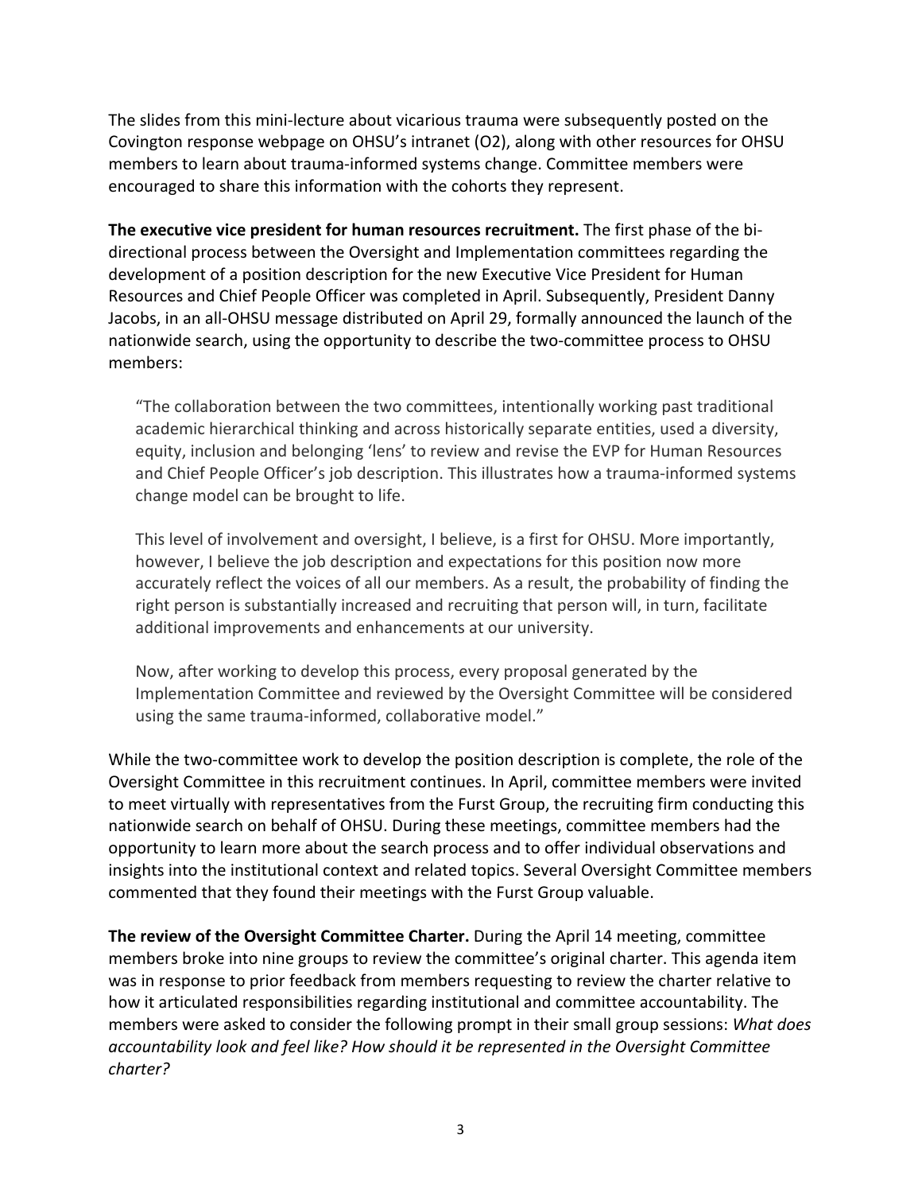The slides from this mini-lecture about vicarious trauma were subsequently posted on the Covington response webpage on OHSU's intranet (O2), along with other resources for OHSU members to learn about trauma-informed systems change. Committee members were encouraged to share this information with the cohorts they represent.

**The executive vice president for human resources recruitment.** The first phase of the bi-directional process between the Oversight and Implementation committees regarding the development of a position description for the new Executive Vice President for Human Resources and Chief People Officer was completed in April. Subsequently, President Danny Jacobs, in an all-OHSU message distributed on April 29, formally announced the launch of the nationwide search, using the opportunity to describe the two-committee process to OHSU members:

> "The collaboration between the two committees, intentionally working past traditional academic hierarchical thinking and across historically separate entities, used a diversity, equity, inclusion and belonging 'lens' to review and revise the EVP for Human Resources and Chief People Officer's job description. This illustrates how a trauma-informed systems change model can be brought to life.
>
> This level of involvement and oversight, I believe, is a first for OHSU. More importantly, however, I believe the job description and expectations for this position now more accurately reflect the voices of all our members. As a result, the probability of finding the right person is substantially increased and recruiting that person will, in turn, facilitate additional improvements and enhancements at our university.
>
> Now, after working to develop this process, every proposal generated by the Implementation Committee and reviewed by the Oversight Committee will be considered using the same trauma-informed, collaborative model."

While the two-committee work to develop the position description is complete, the role of the Oversight Committee in this recruitment continues. In April, committee members were invited to meet virtually with representatives from the Furst Group, the recruiting firm conducting this nationwide search on behalf of OHSU. During these meetings, committee members had the opportunity to learn more about the search process and to offer individual observations and insights into the institutional context and related topics. Several Oversight Committee members commented that they found their meetings with the Furst Group valuable.

**The review of the Oversight Committee Charter.** During the April 14 meeting, committee members broke into nine groups to review the committee's original charter. This agenda item was in response to prior feedback from members requesting to review the charter relative to how it articulated responsibilities regarding institutional and committee accountability. The members were asked to consider the following prompt in their small group sessions: *What does accountability look and feel like? How should it be represented in the Oversight Committee charter?*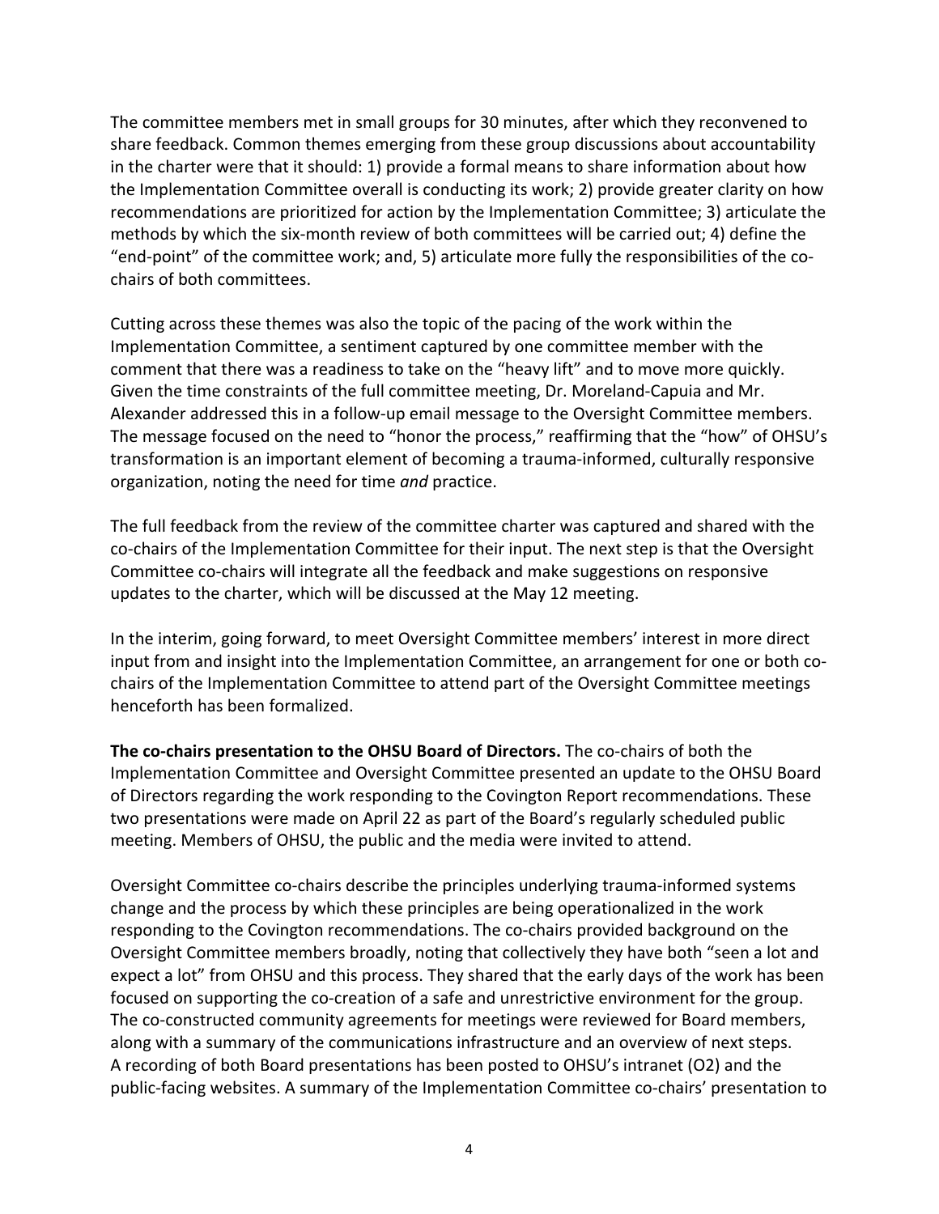The committee members met in small groups for 30 minutes, after which they reconvened to share feedback. Common themes emerging from these group discussions about accountability in the charter were that it should: 1) provide a formal means to share information about how the Implementation Committee overall is conducting its work; 2) provide greater clarity on how recommendations are prioritized for action by the Implementation Committee; 3) articulate the methods by which the six-month review of both committees will be carried out; 4) define the "end-point" of the committee work; and, 5) articulate more fully the responsibilities of the co-chairs of both committees.

Cutting across these themes was also the topic of the pacing of the work within the Implementation Committee, a sentiment captured by one committee member with the comment that there was a readiness to take on the "heavy lift" and to move more quickly. Given the time constraints of the full committee meeting, Dr. Moreland-Capuia and Mr. Alexander addressed this in a follow-up email message to the Oversight Committee members. The message focused on the need to "honor the process," reaffirming that the "how" of OHSU's transformation is an important element of becoming a trauma-informed, culturally responsive organization, noting the need for time *and* practice.

The full feedback from the review of the committee charter was captured and shared with the co-chairs of the Implementation Committee for their input. The next step is that the Oversight Committee co-chairs will integrate all the feedback and make suggestions on responsive updates to the charter, which will be discussed at the May 12 meeting.

In the interim, going forward, to meet Oversight Committee members' interest in more direct input from and insight into the Implementation Committee, an arrangement for one or both co-chairs of the Implementation Committee to attend part of the Oversight Committee meetings henceforth has been formalized.

**The co-chairs presentation to the OHSU Board of Directors.** The co-chairs of both the Implementation Committee and Oversight Committee presented an update to the OHSU Board of Directors regarding the work responding to the Covington Report recommendations. These two presentations were made on April 22 as part of the Board's regularly scheduled public meeting. Members of OHSU, the public and the media were invited to attend.

Oversight Committee co-chairs describe the principles underlying trauma-informed systems change and the process by which these principles are being operationalized in the work responding to the Covington recommendations. The co-chairs provided background on the Oversight Committee members broadly, noting that collectively they have both "seen a lot and expect a lot" from OHSU and this process. They shared that the early days of the work has been focused on supporting the co-creation of a safe and unrestrictive environment for the group. The co-constructed community agreements for meetings were reviewed for Board members, along with a summary of the communications infrastructure and an overview of next steps. A recording of both Board presentations has been posted to OHSU's intranet (O2) and the public-facing websites. A summary of the Implementation Committee co-chairs' presentation to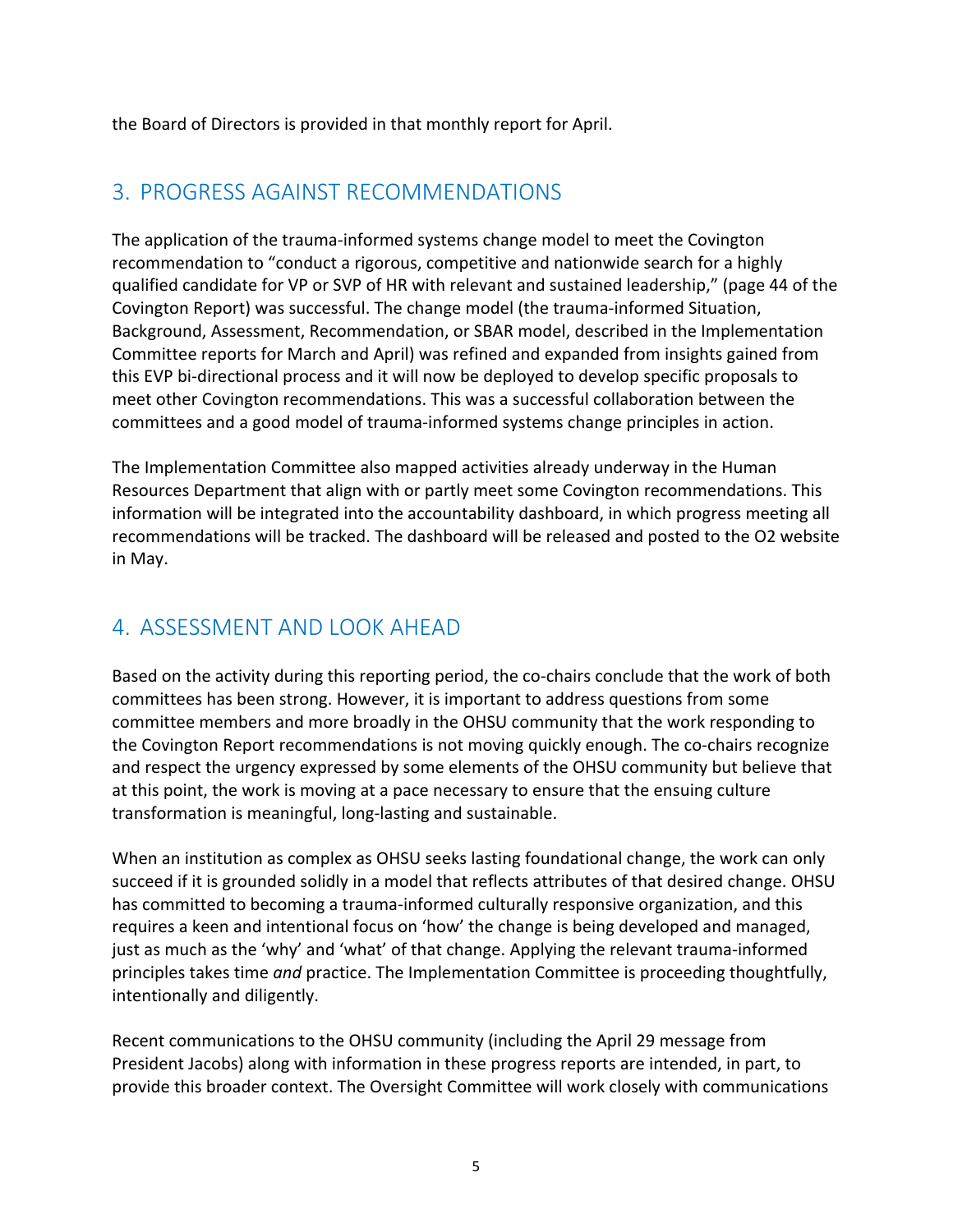the Board of Directors is provided in that monthly report for April.

## 3. PROGRESS AGAINST RECOMMENDATIONS

The application of the trauma-informed systems change model to meet the Covington recommendation to "conduct a rigorous, competitive and nationwide search for a highly qualified candidate for VP or SVP of HR with relevant and sustained leadership," (page 44 of the Covington Report) was successful. The change model (the trauma-informed Situation, Background, Assessment, Recommendation, or SBAR model, described in the Implementation Committee reports for March and April) was refined and expanded from insights gained from this EVP bi-directional process and it will now be deployed to develop specific proposals to meet other Covington recommendations. This was a successful collaboration between the committees and a good model of trauma-informed systems change principles in action.

The Implementation Committee also mapped activities already underway in the Human Resources Department that align with or partly meet some Covington recommendations. This information will be integrated into the accountability dashboard, in which progress meeting all recommendations will be tracked. The dashboard will be released and posted to the O2 website in May.

## 4. ASSESSMENT AND LOOK AHEAD

Based on the activity during this reporting period, the co-chairs conclude that the work of both committees has been strong. However, it is important to address questions from some committee members and more broadly in the OHSU community that the work responding to the Covington Report recommendations is not moving quickly enough. The co-chairs recognize and respect the urgency expressed by some elements of the OHSU community but believe that at this point, the work is moving at a pace necessary to ensure that the ensuing culture transformation is meaningful, long-lasting and sustainable.

When an institution as complex as OHSU seeks lasting foundational change, the work can only succeed if it is grounded solidly in a model that reflects attributes of that desired change. OHSU has committed to becoming a trauma-informed culturally responsive organization, and this requires a keen and intentional focus on 'how' the change is being developed and managed, just as much as the 'why' and 'what' of that change. Applying the relevant trauma-informed principles takes time *and* practice. The Implementation Committee is proceeding thoughtfully, intentionally and diligently.

Recent communications to the OHSU community (including the April 29 message from President Jacobs) along with information in these progress reports are intended, in part, to provide this broader context. The Oversight Committee will work closely with communications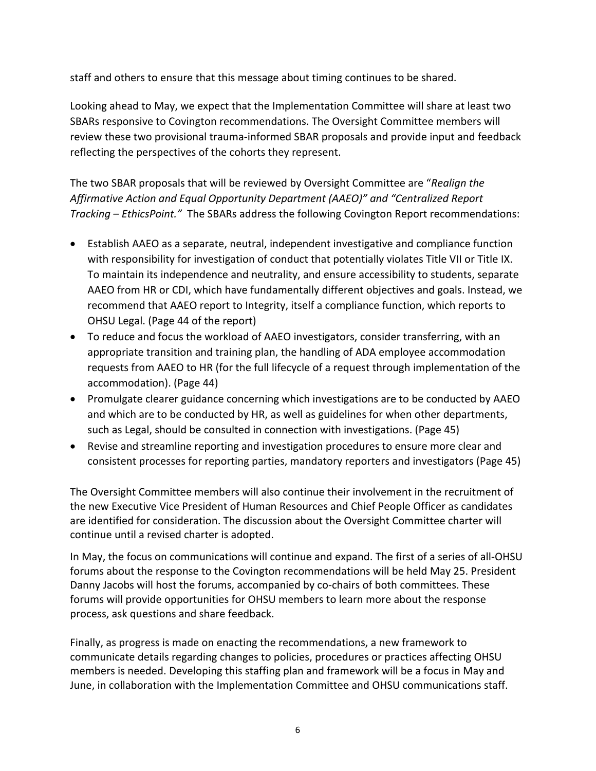staff and others to ensure that this message about timing continues to be shared.

Looking ahead to May, we expect that the Implementation Committee will share at least two SBARs responsive to Covington recommendations. The Oversight Committee members will review these two provisional trauma-informed SBAR proposals and provide input and feedback reflecting the perspectives of the cohorts they represent.

The two SBAR proposals that will be reviewed by Oversight Committee are "*Realign the Affirmative Action and Equal Opportunity Department (AAEO)" and "Centralized Report Tracking – EthicsPoint."* The SBARs address the following Covington Report recommendations:

- Establish AAEO as a separate, neutral, independent investigative and compliance function with responsibility for investigation of conduct that potentially violates Title VII or Title IX. To maintain its independence and neutrality, and ensure accessibility to students, separate AAEO from HR or CDI, which have fundamentally different objectives and goals. Instead, we recommend that AAEO report to Integrity, itself a compliance function, which reports to OHSU Legal. (Page 44 of the report)
- To reduce and focus the workload of AAEO investigators, consider transferring, with an appropriate transition and training plan, the handling of ADA employee accommodation requests from AAEO to HR (for the full lifecycle of a request through implementation of the accommodation). (Page 44)
- Promulgate clearer guidance concerning which investigations are to be conducted by AAEO and which are to be conducted by HR, as well as guidelines for when other departments, such as Legal, should be consulted in connection with investigations. (Page 45)
- Revise and streamline reporting and investigation procedures to ensure more clear and consistent processes for reporting parties, mandatory reporters and investigators (Page 45)

The Oversight Committee members will also continue their involvement in the recruitment of the new Executive Vice President of Human Resources and Chief People Officer as candidates are identified for consideration. The discussion about the Oversight Committee charter will continue until a revised charter is adopted.

In May, the focus on communications will continue and expand. The first of a series of all-OHSU forums about the response to the Covington recommendations will be held May 25. President Danny Jacobs will host the forums, accompanied by co-chairs of both committees. These forums will provide opportunities for OHSU members to learn more about the response process, ask questions and share feedback.

Finally, as progress is made on enacting the recommendations, a new framework to communicate details regarding changes to policies, procedures or practices affecting OHSU members is needed. Developing this staffing plan and framework will be a focus in May and June, in collaboration with the Implementation Committee and OHSU communications staff.